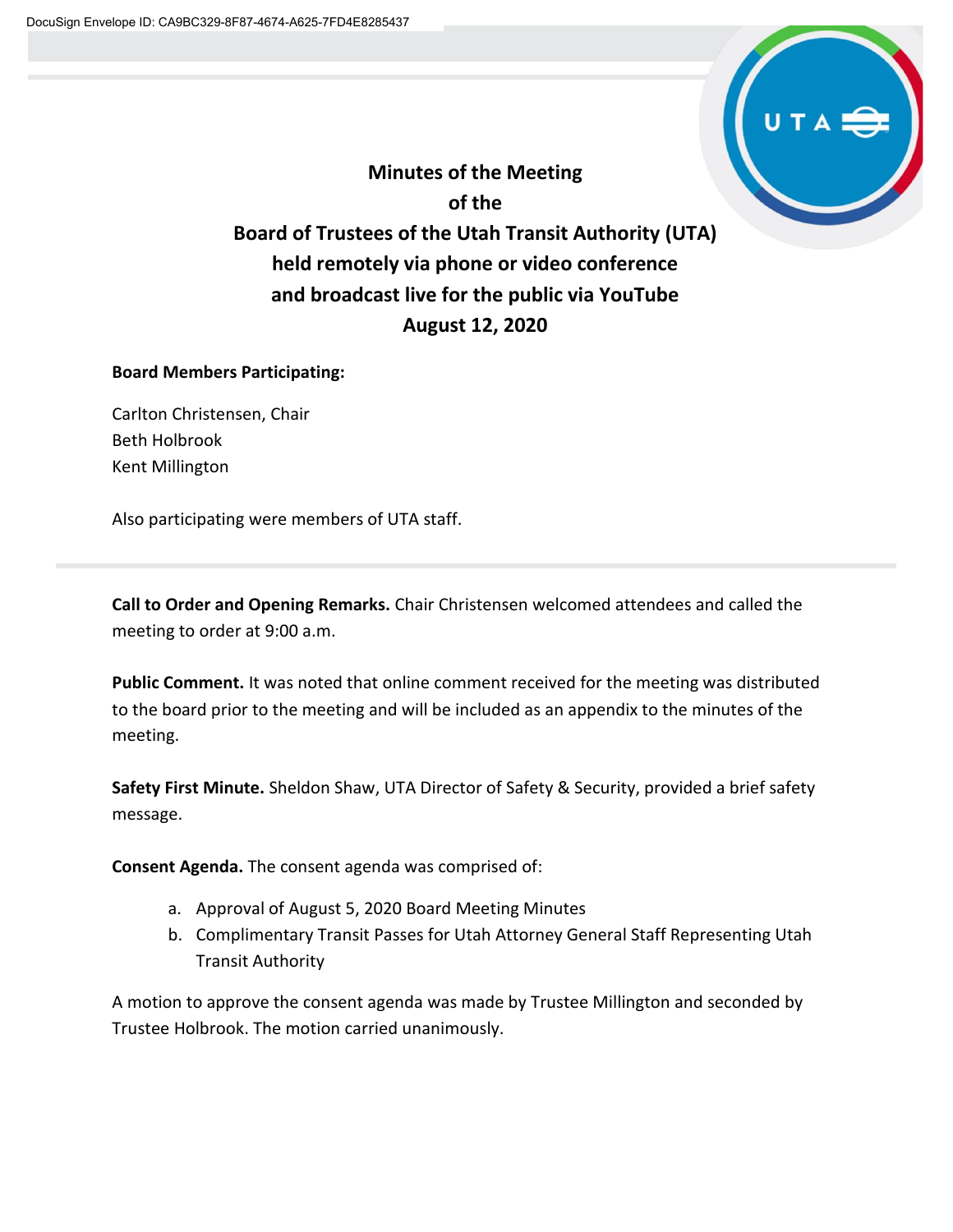DocuSign Envelope ID: CA9BC329-8F87-4674-A625-7FD4E8285437

# Minutes of the Meeting of the Board of Trustees of the Utah Transit Authority (UTA) held remotely via phone or video conference and broadcast live for the public via YouTube August 12, 2020

**Board Members Participating:**

Carlton Christensen, Chair
Beth Holbrook
Kent Millington

Also participating were members of UTA staff.

---

**Call to Order and Opening Remarks.** Chair Christensen welcomed attendees and called the meeting to order at 9:00 a.m.

**Public Comment.** It was noted that online comment received for the meeting was distributed to the board prior to the meeting and will be included as an appendix to the minutes of the meeting.

**Safety First Minute.** Sheldon Shaw, UTA Director of Safety & Security, provided a brief safety message.

**Consent Agenda.** The consent agenda was comprised of:

a. Approval of August 5, 2020 Board Meeting Minutes
b. Complimentary Transit Passes for Utah Attorney General Staff Representing Utah Transit Authority

A motion to approve the consent agenda was made by Trustee Millington and seconded by Trustee Holbrook. The motion carried unanimously.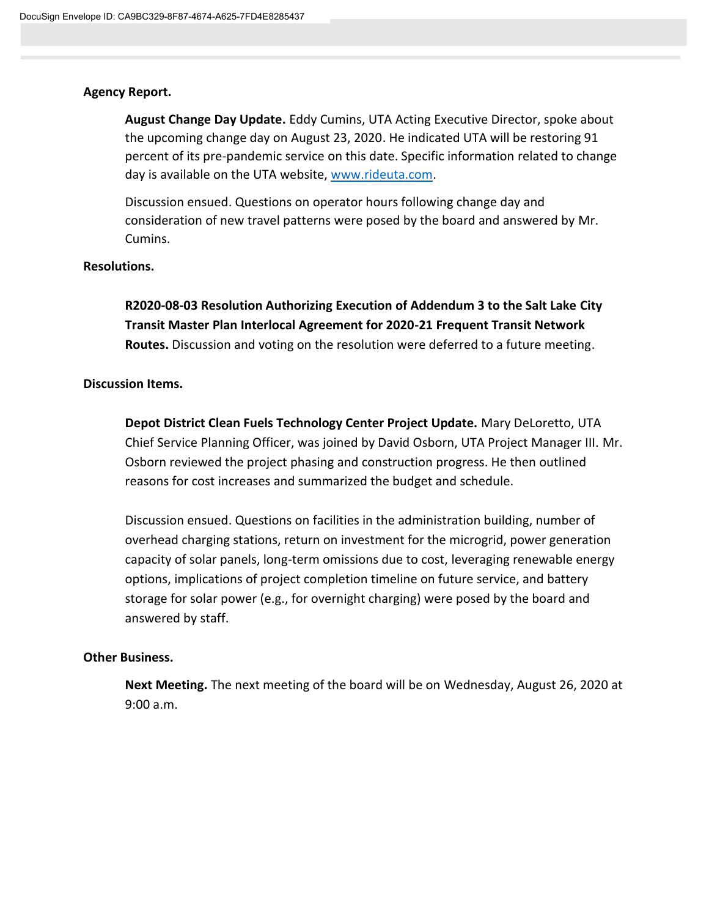**Agency Report.**

**August Change Day Update.** Eddy Cumins, UTA Acting Executive Director, spoke about the upcoming change day on August 23, 2020. He indicated UTA will be restoring 91 percent of its pre-pandemic service on this date. Specific information related to change day is available on the UTA website, www.rideuta.com.

Discussion ensued. Questions on operator hours following change day and consideration of new travel patterns were posed by the board and answered by Mr. Cumins.

**Resolutions.**

**R2020-08-03 Resolution Authorizing Execution of Addendum 3 to the Salt Lake City Transit Master Plan Interlocal Agreement for 2020-21 Frequent Transit Network Routes.** Discussion and voting on the resolution were deferred to a future meeting.

**Discussion Items.**

**Depot District Clean Fuels Technology Center Project Update.** Mary DeLoretto, UTA Chief Service Planning Officer, was joined by David Osborn, UTA Project Manager III. Mr. Osborn reviewed the project phasing and construction progress. He then outlined reasons for cost increases and summarized the budget and schedule.

Discussion ensued. Questions on facilities in the administration building, number of overhead charging stations, return on investment for the microgrid, power generation capacity of solar panels, long-term omissions due to cost, leveraging renewable energy options, implications of project completion timeline on future service, and battery storage for solar power (e.g., for overnight charging) were posed by the board and answered by staff.

**Other Business.**

**Next Meeting.** The next meeting of the board will be on Wednesday, August 26, 2020 at 9:00 a.m.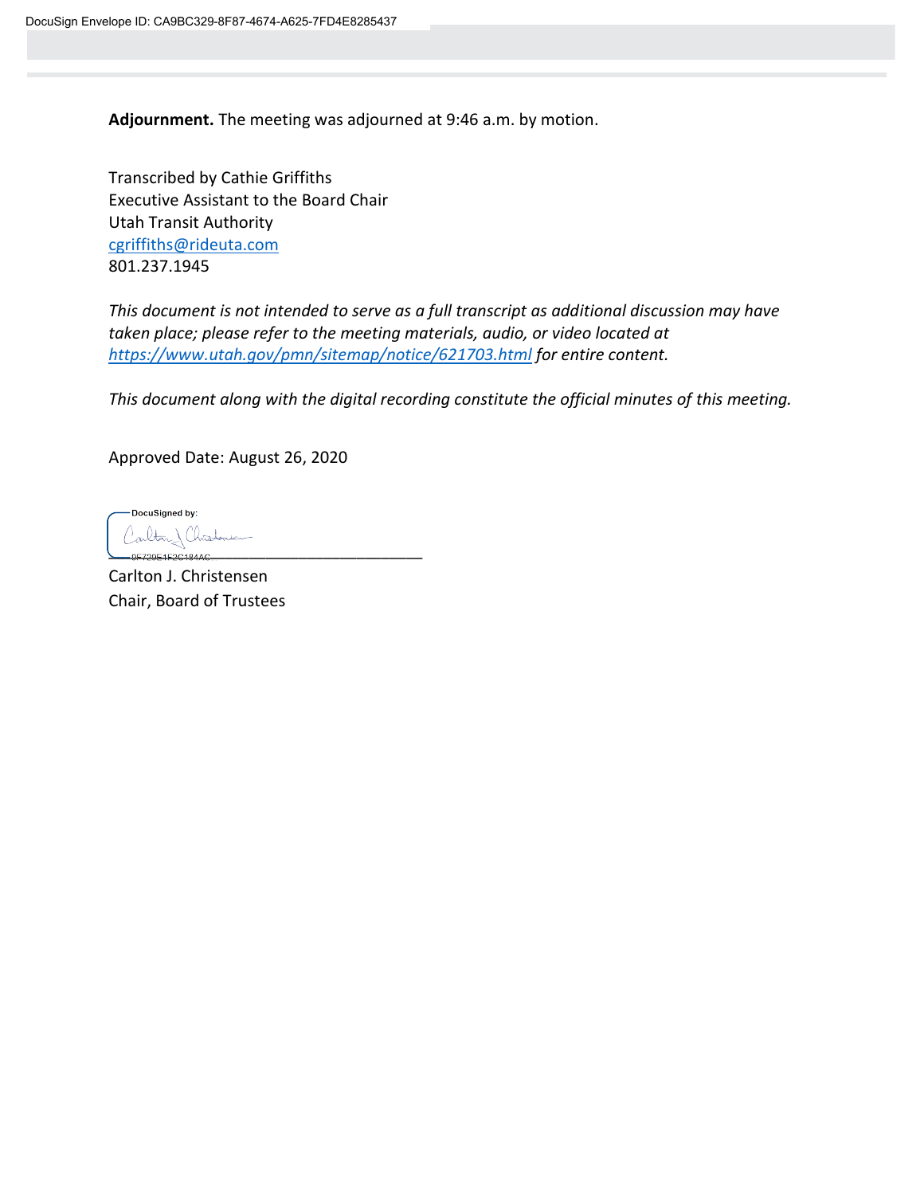**Adjournment.** The meeting was adjourned at 9:46 a.m. by motion.

Transcribed by Cathie Griffiths
Executive Assistant to the Board Chair
Utah Transit Authority
cgriffiths@rideuta.com
801.237.1945

*This document is not intended to serve as a full transcript as additional discussion may have taken place; please refer to the meeting materials, audio, or video located at https://www.utah.gov/pmn/sitemap/notice/621703.html for entire content.*

*This document along with the digital recording constitute the official minutes of this meeting.*

Approved Date: August 26, 2020

DocuSigned by:

8F720E1F2C184AC

Carlton J. Christensen
Chair, Board of Trustees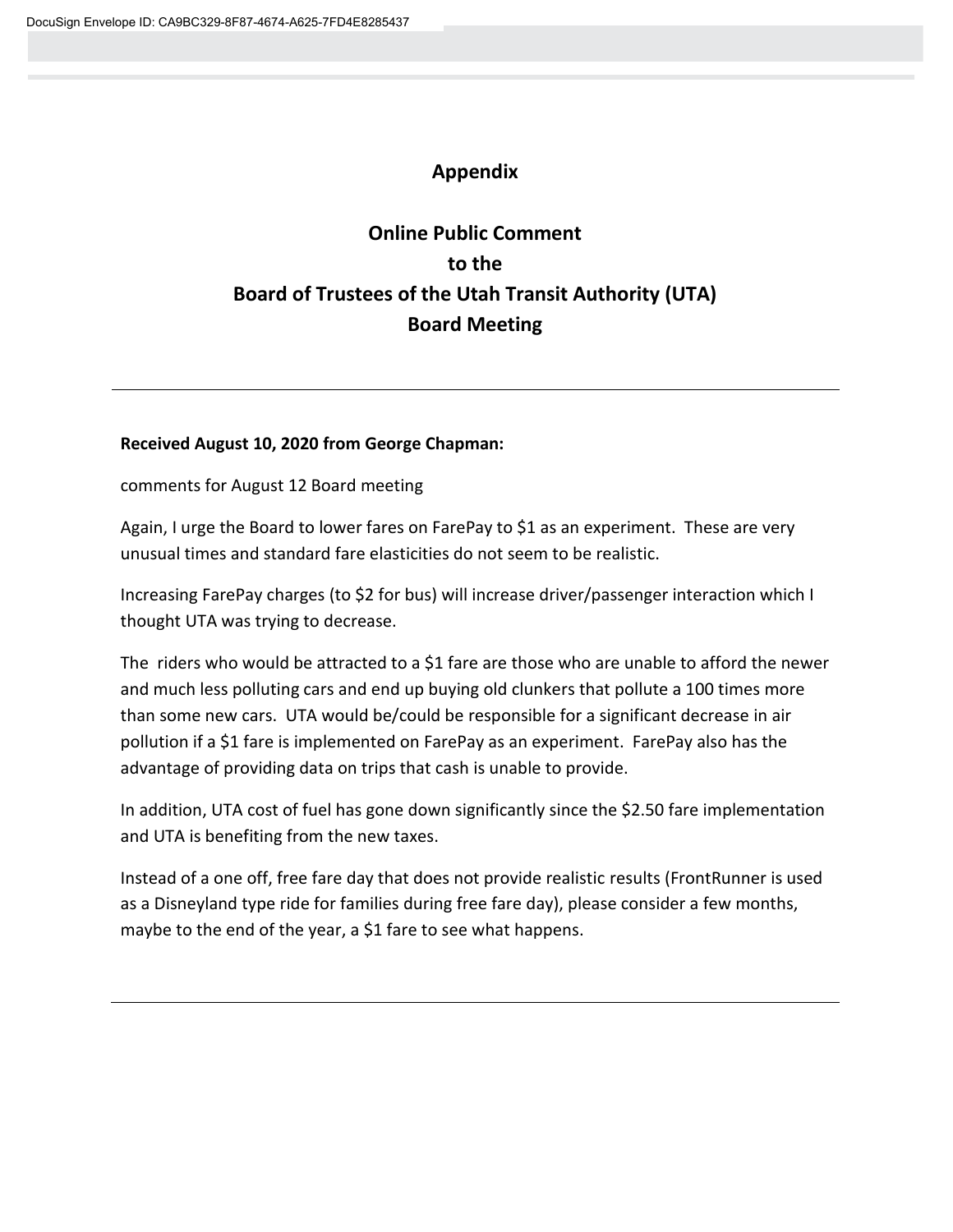# Appendix

## Online Public Comment
## to the
## Board of Trustees of the Utah Transit Authority (UTA)
## Board Meeting

---

**Received August 10, 2020 from George Chapman:**

comments for August 12 Board meeting

Again, I urge the Board to lower fares on FarePay to $1 as an experiment. These are very unusual times and standard fare elasticities do not seem to be realistic.

Increasing FarePay charges (to $2 for bus) will increase driver/passenger interaction which I thought UTA was trying to decrease.

The riders who would be attracted to a $1 fare are those who are unable to afford the newer and much less polluting cars and end up buying old clunkers that pollute a 100 times more than some new cars. UTA would be/could be responsible for a significant decrease in air pollution if a $1 fare is implemented on FarePay as an experiment. FarePay also has the advantage of providing data on trips that cash is unable to provide.

In addition, UTA cost of fuel has gone down significantly since the $2.50 fare implementation and UTA is benefiting from the new taxes.

Instead of a one off, free fare day that does not provide realistic results (FrontRunner is used as a Disneyland type ride for families during free fare day), please consider a few months, maybe to the end of the year, a $1 fare to see what happens.

---